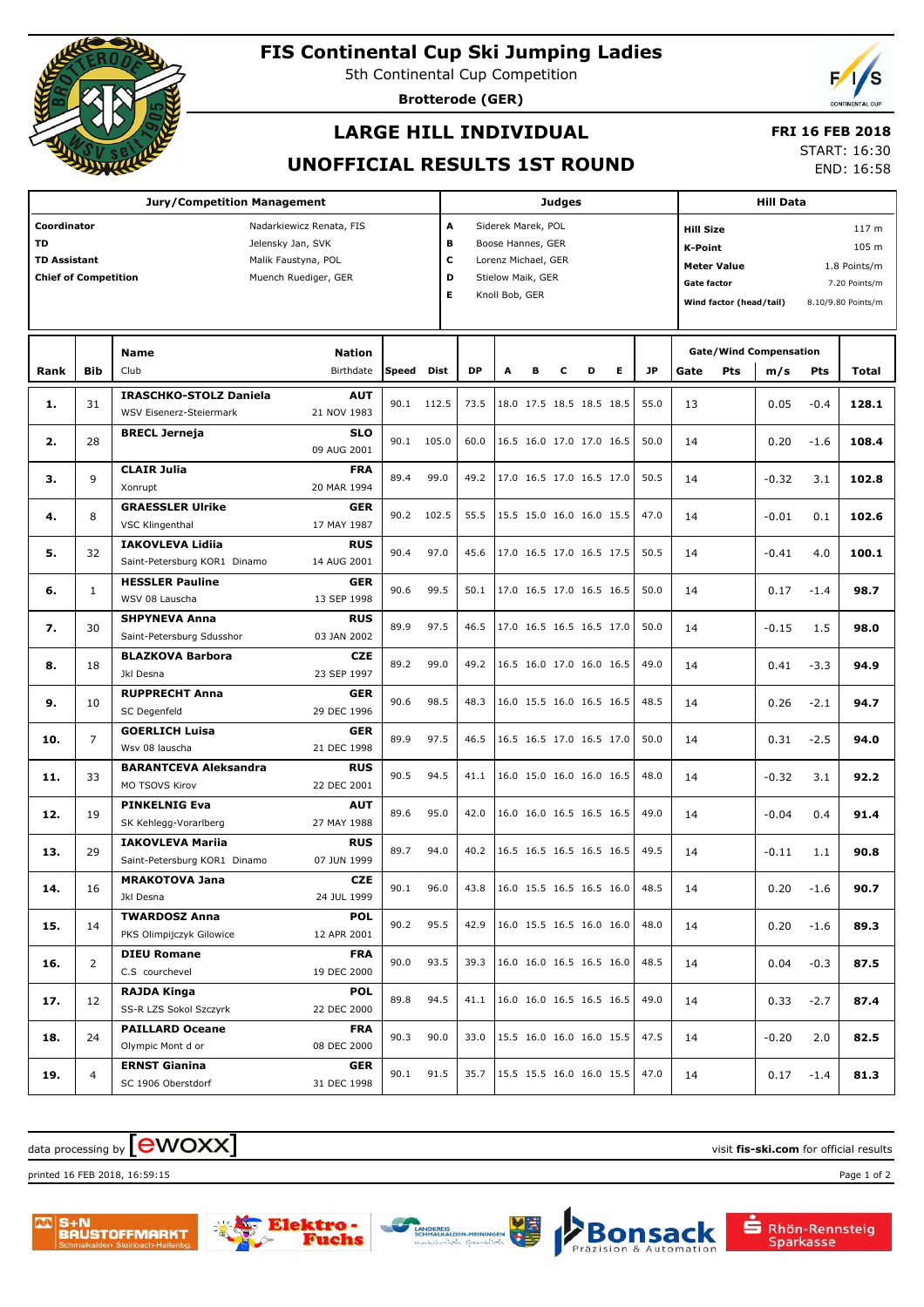# FIS Continental Cup Ski Jumping Ladies

5th Continental Cup Competition

**Brotterode (GER)**

## LARGE HILL INDIVIDUAL

## UNOFFICIAL RESULTS 1ST ROUND

**FRI 16 FEB 2018**

START: 16:30

END: 16:58

| Jury/Competition Management | |
|---|---|
| **Coordinator** | Nadarkiewicz Renata, FIS |
| **TD** | Jelensky Jan, SVK |
| **TD Assistant** | Malik Faustyna, POL |
| **Chief of Competition** | Muench Ruediger, GER |

| Judges | |
|---|---|
| **A** | Siderek Marek, POL |
| **B** | Boose Hannes, GER |
| **C** | Lorenz Michael, GER |
| **D** | Stielow Maik, GER |
| **E** | Knoll Bob, GER |

| Hill Data | |
|---|---|
| **Hill Size** | 117 m |
| **K-Point** | 105 m |
| **Meter Value** | 1.8 Points/m |
| **Gate factor** | 7.20 Points/m |
| **Wind factor (head/tail)** | 8.10/9.80 Points/m |

| Rank | Bib | Name / Club | Nation / Birthdate | Speed | Dist | DP | A | B | C | D | E | JP | Gate | Pts | m/s | Pts | Total |
|---|---|---|---|---|---|---|---|---|---|---|---|---|---|---|---|---|---|
| **1.** | 31 | **IRASCHKO-STOLZ Daniela** WSV Eisenerz-Steiermark | **AUT** 21 NOV 1983 | 90.1 | 112.5 | 73.5 | 18.0 | 17.5 | 18.5 | 18.5 | 18.5 | 55.0 | 13 | | 0.05 | -0.4 | **128.1** |
| **2.** | 28 | **BRECL Jerneja** | **SLO** 09 AUG 2001 | 90.1 | 105.0 | 60.0 | 16.5 | 16.0 | 17.0 | 17.0 | 16.5 | 50.0 | 14 | | 0.20 | -1.6 | **108.4** |
| **3.** | 9 | **CLAIR Julia** Xonrupt | **FRA** 20 MAR 1994 | 89.4 | 99.0 | 49.2 | 17.0 | 16.5 | 17.0 | 16.5 | 17.0 | 50.5 | 14 | | -0.32 | 3.1 | **102.8** |
| **4.** | 8 | **GRAESSLER Ulrike** VSC Klingenthal | **GER** 17 MAY 1987 | 90.2 | 102.5 | 55.5 | 15.5 | 15.0 | 16.0 | 16.0 | 15.5 | 47.0 | 14 | | -0.01 | 0.1 | **102.6** |
| **5.** | 32 | **IAKOVLEVA Lidiia** Saint-Petersburg KOR1 Dinamo | **RUS** 14 AUG 2001 | 90.4 | 97.0 | 45.6 | 17.0 | 16.5 | 17.0 | 16.5 | 17.5 | 50.5 | 14 | | -0.41 | 4.0 | **100.1** |
| **6.** | 1 | **HESSLER Pauline** WSV 08 Lauscha | **GER** 13 SEP 1998 | 90.6 | 99.5 | 50.1 | 17.0 | 16.5 | 17.0 | 16.5 | 16.5 | 50.0 | 14 | | 0.17 | -1.4 | **98.7** |
| **7.** | 30 | **SHPYNEVA Anna** Saint-Petersburg Sdusshor | **RUS** 03 JAN 2002 | 89.9 | 97.5 | 46.5 | 17.0 | 16.5 | 16.5 | 16.5 | 17.0 | 50.0 | 14 | | -0.15 | 1.5 | **98.0** |
| **8.** | 18 | **BLAZKOVA Barbora** Jkl Desna | **CZE** 23 SEP 1997 | 89.2 | 99.0 | 49.2 | 16.5 | 16.0 | 17.0 | 16.0 | 16.5 | 49.0 | 14 | | 0.41 | -3.3 | **94.9** |
| **9.** | 10 | **RUPPRECHT Anna** SC Degenfeld | **GER** 29 DEC 1996 | 90.6 | 98.5 | 48.3 | 16.0 | 15.5 | 16.0 | 16.5 | 16.5 | 48.5 | 14 | | 0.26 | -2.1 | **94.7** |
| **10.** | 7 | **GOERLICH Luisa** Wsv 08 lauscha | **GER** 21 DEC 1998 | 89.9 | 97.5 | 46.5 | 16.5 | 16.5 | 17.0 | 16.5 | 17.0 | 50.0 | 14 | | 0.31 | -2.5 | **94.0** |
| **11.** | 33 | **BARANTCEVA Aleksandra** MO TSOVS Kirov | **RUS** 22 DEC 2001 | 90.5 | 94.5 | 41.1 | 16.0 | 15.0 | 16.0 | 16.0 | 16.5 | 48.0 | 14 | | -0.32 | 3.1 | **92.2** |
| **12.** | 19 | **PINKELNIG Eva** SK Kehlegg-Vorarlberg | **AUT** 27 MAY 1988 | 89.6 | 95.0 | 42.0 | 16.0 | 16.0 | 16.5 | 16.5 | 16.5 | 49.0 | 14 | | -0.04 | 0.4 | **91.4** |
| **13.** | 29 | **IAKOVLEVA Mariia** Saint-Petersburg KOR1 Dinamo | **RUS** 07 JUN 1999 | 89.7 | 94.0 | 40.2 | 16.5 | 16.5 | 16.5 | 16.5 | 16.5 | 49.5 | 14 | | -0.11 | 1.1 | **90.8** |
| **14.** | 16 | **MRAKOTOVA Jana** Jkl Desna | **CZE** 24 JUL 1999 | 90.1 | 96.0 | 43.8 | 16.0 | 15.5 | 16.5 | 16.5 | 16.0 | 48.5 | 14 | | 0.20 | -1.6 | **90.7** |
| **15.** | 14 | **TWARDOSZ Anna** PKS Olimpijczyk Gilowice | **POL** 12 APR 2001 | 90.2 | 95.5 | 42.9 | 16.0 | 15.5 | 16.5 | 16.0 | 16.0 | 48.0 | 14 | | 0.20 | -1.6 | **89.3** |
| **16.** | 2 | **DIEU Romane** C.S courchevel | **FRA** 19 DEC 2000 | 90.0 | 93.5 | 39.3 | 16.0 | 16.0 | 16.5 | 16.5 | 16.0 | 48.5 | 14 | | 0.04 | -0.3 | **87.5** |
| **17.** | 12 | **RAJDA Kinga** SS-R LZS Sokol Szczyrk | **POL** 22 DEC 2000 | 89.8 | 94.5 | 41.1 | 16.0 | 16.0 | 16.5 | 16.5 | 16.5 | 49.0 | 14 | | 0.33 | -2.7 | **87.4** |
| **18.** | 24 | **PAILLARD Oceane** Olympic Mont d or | **FRA** 08 DEC 2000 | 90.3 | 90.0 | 33.0 | 15.5 | 16.0 | 16.0 | 16.0 | 15.5 | 47.5 | 14 | | -0.20 | 2.0 | **82.5** |
| **19.** | 4 | **ERNST Gianina** SC 1906 Oberstdorf | **GER** 31 DEC 1998 | 90.1 | 91.5 | 35.7 | 15.5 | 15.5 | 16.0 | 16.0 | 15.5 | 47.0 | 14 | | 0.17 | -1.4 | **81.3** |

data processing by ewoxx

visit **fis-ski.com** for official results

printed 16 FEB 2018, 16:59:15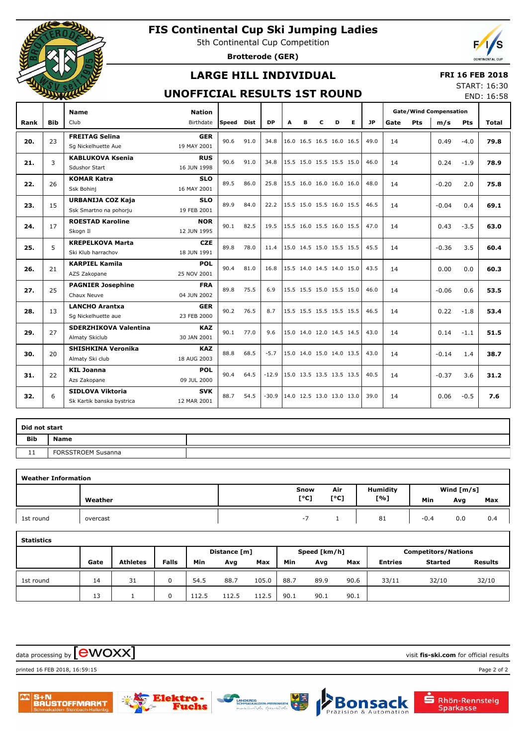# FIS Continental Cup Ski Jumping Ladies

5th Continental Cup Competition

**Brotterode (GER)**

## LARGE HILL INDIVIDUAL

**FRI 16 FEB 2018**

START: 16:30

END: 16:58

## UNOFFICIAL RESULTS 1ST ROUND

| Rank | Bib | Name / Club | Nation / Birthdate | Speed | Dist | DP | A | B | C | D | E | JP | Gate | Pts | m/s | Pts | Total |
|---|---|---|---|---|---|---|---|---|---|---|---|---|---|---|---|---|---|
| | | | | | | | | | | | | | Gate/Wind Compensation | | | | |
| **20.** | 23 | **FREITAG Selina** Sg Nickelhuette Aue | **GER** 19 MAY 2001 | 90.6 | 91.0 | 34.8 | 16.0 | 16.5 | 16.5 | 16.0 | 16.5 | 49.0 | 14 | | 0.49 | -4.0 | **79.8** |
| **21.** | 3 | **KABLUKOVA Ksenia** Sdushor Start | **RUS** 16 JUN 1998 | 90.6 | 91.0 | 34.8 | 15.5 | 15.0 | 15.5 | 15.5 | 15.0 | 46.0 | 14 | | 0.24 | -1.9 | **78.9** |
| **22.** | 26 | **KOMAR Katra** Ssk Bohinj | **SLO** 16 MAY 2001 | 89.5 | 86.0 | 25.8 | 15.5 | 16.0 | 16.0 | 16.0 | 16.0 | 48.0 | 14 | | -0.20 | 2.0 | **75.8** |
| **23.** | 15 | **URBANIJA COZ Kaja** Ssk Smartno na pohorju | **SLO** 19 FEB 2001 | 89.9 | 84.0 | 22.2 | 15.5 | 15.0 | 15.5 | 16.0 | 15.5 | 46.5 | 14 | | -0.04 | 0.4 | **69.1** |
| **24.** | 17 | **ROESTAD Karoline** Skogn Il | **NOR** 12 JUN 1995 | 90.1 | 82.5 | 19.5 | 15.5 | 16.0 | 15.5 | 16.0 | 15.5 | 47.0 | 14 | | 0.43 | -3.5 | **63.0** |
| **25.** | 5 | **KREPELKOVA Marta** Ski Klub harrachov | **CZE** 18 JUN 1991 | 89.8 | 78.0 | 11.4 | 15.0 | 14.5 | 15.0 | 15.5 | 15.5 | 45.5 | 14 | | -0.36 | 3.5 | **60.4** |
| **26.** | 21 | **KARPIEL Kamila** AZS Zakopane | **POL** 25 NOV 2001 | 90.4 | 81.0 | 16.8 | 15.5 | 14.0 | 14.5 | 14.0 | 15.0 | 43.5 | 14 | | 0.00 | 0.0 | **60.3** |
| **27.** | 25 | **PAGNIER Josephine** Chaux Neuve | **FRA** 04 JUN 2002 | 89.8 | 75.5 | 6.9 | 15.5 | 15.5 | 15.0 | 15.5 | 15.0 | 46.0 | 14 | | -0.06 | 0.6 | **53.5** |
| **28.** | 13 | **LANCHO Arantxa** Sg Nickelhuette aue | **GER** 23 FEB 2000 | 90.2 | 76.5 | 8.7 | 15.5 | 15.5 | 15.5 | 15.5 | 15.5 | 46.5 | 14 | | 0.22 | -1.8 | **53.4** |
| **29.** | 27 | **SDERZHIKOVA Valentina** Almaty Skiclub | **KAZ** 30 JAN 2001 | 90.1 | 77.0 | 9.6 | 15.0 | 14.0 | 12.0 | 14.5 | 14.5 | 43.0 | 14 | | 0.14 | -1.1 | **51.5** |
| **30.** | 20 | **SHISHKINA Veronika** Almaty Ski club | **KAZ** 18 AUG 2003 | 88.8 | 68.5 | -5.7 | 15.0 | 14.0 | 15.0 | 14.0 | 13.5 | 43.0 | 14 | | -0.14 | 1.4 | **38.7** |
| **31.** | 22 | **KIL Joanna** Azs Zakopane | **POL** 09 JUL 2000 | 90.4 | 64.5 | -12.9 | 15.0 | 13.5 | 13.5 | 13.5 | 13.5 | 40.5 | 14 | | -0.37 | 3.6 | **31.2** |
| **32.** | 6 | **SIDLOVA Viktoria** Sk Kartik banska bystrica | **SVK** 12 MAR 2001 | 88.7 | 54.5 | -30.9 | 14.0 | 12.5 | 13.0 | 13.0 | 13.0 | 39.0 | 14 | | 0.06 | -0.5 | **7.6** |

**Did not start**

| Bib | Name |
|---|---|
| 11 | FORSSTROEM Susanna |

**Weather Information**

| | Weather | Snow [°C] | Air [°C] | Humidity [%] | Wind [m/s] Min | Avg | Max |
|---|---|---|---|---|---|---|---|
| 1st round | overcast | -7 | 1 | 81 | -0.4 | 0.0 | 0.4 |

**Statistics**

| | Gate | Athletes | Falls | Distance [m] Min | Avg | Max | Speed [km/h] Min | Avg | Max | Competitors/Nations Entries | Started | Results |
|---|---|---|---|---|---|---|---|---|---|---|---|---|
| 1st round | 14 | 31 | 0 | 54.5 | 88.7 | 105.0 | 88.7 | 89.9 | 90.6 | 33/11 | 32/10 | 32/10 |
| | 13 | 1 | 0 | 112.5 | 112.5 | 112.5 | 90.1 | 90.1 | 90.1 | | | |

data processing by ewoxx

visit **fis-ski.com** for official results

printed 16 FEB 2018, 16:59:15